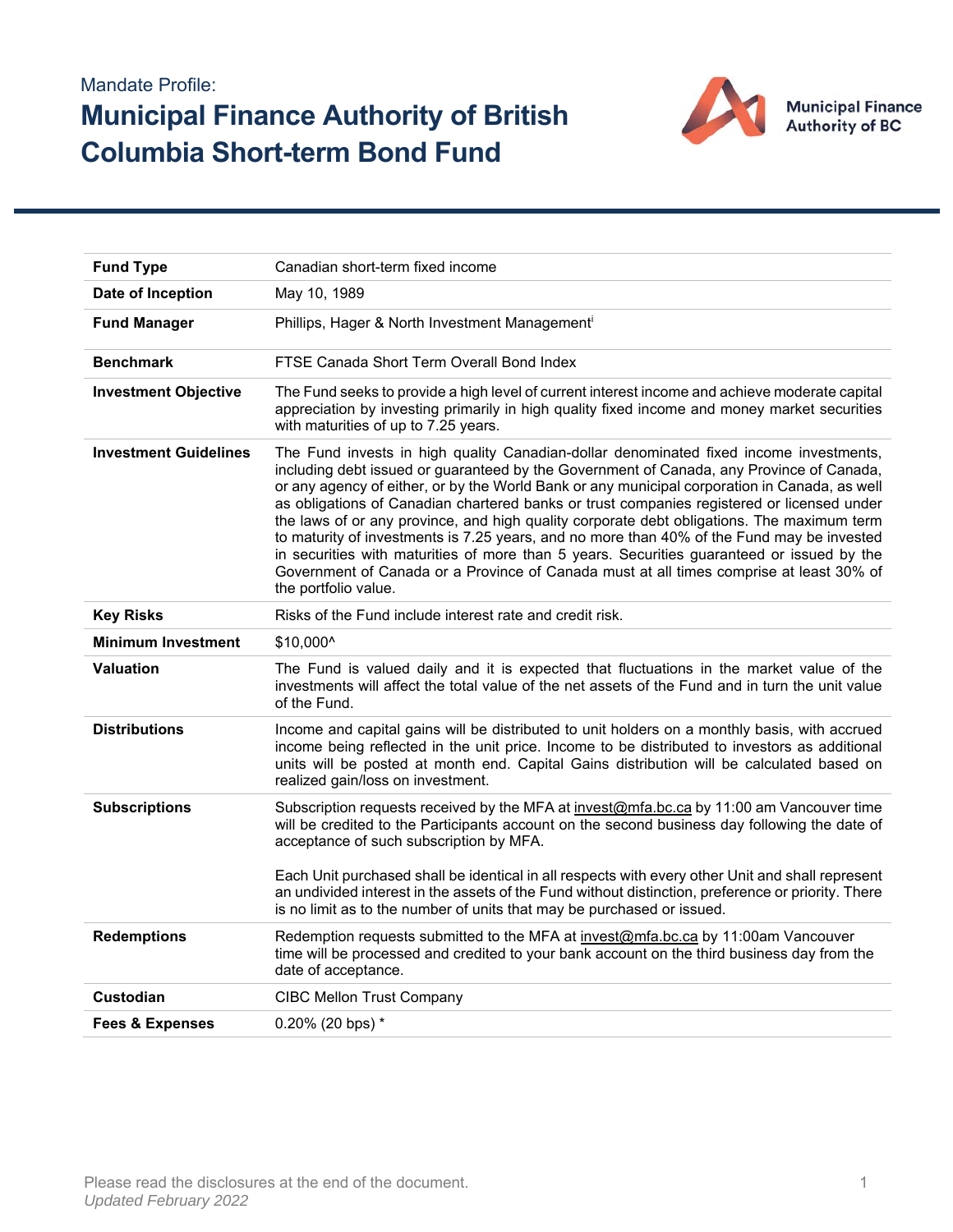Mandate Profile:

# Municipal Finance Authority of British Columbia Short-term Bond Fund

| | |
|---|---|
| **Fund Type** | Canadian short-term fixed income |
| **Date of Inception** | May 10, 1989 |
| **Fund Manager** | Phillips, Hager & North Investment Management[i] |
| **Benchmark** | FTSE Canada Short Term Overall Bond Index |
| **Investment Objective** | The Fund seeks to provide a high level of current interest income and achieve moderate capital appreciation by investing primarily in high quality fixed income and money market securities with maturities of up to 7.25 years. |
| **Investment Guidelines** | The Fund invests in high quality Canadian-dollar denominated fixed income investments, including debt issued or guaranteed by the Government of Canada, any Province of Canada, or any agency of either, or by the World Bank or any municipal corporation in Canada, as well as obligations of Canadian chartered banks or trust companies registered or licensed under the laws of or any province, and high quality corporate debt obligations. The maximum term to maturity of investments is 7.25 years, and no more than 40% of the Fund may be invested in securities with maturities of more than 5 years. Securities guaranteed or issued by the Government of Canada or a Province of Canada must at all times comprise at least 30% of the portfolio value. |
| **Key Risks** | Risks of the Fund include interest rate and credit risk. |
| **Minimum Investment** | $10,000^ |
| **Valuation** | The Fund is valued daily and it is expected that fluctuations in the market value of the investments will affect the total value of the net assets of the Fund and in turn the unit value of the Fund. |
| **Distributions** | Income and capital gains will be distributed to unit holders on a monthly basis, with accrued income being reflected in the unit price. Income to be distributed to investors as additional units will be posted at month end. Capital Gains distribution will be calculated based on realized gain/loss on investment. |
| **Subscriptions** | Subscription requests received by the MFA at invest@mfa.bc.ca by 11:00 am Vancouver time will be credited to the Participants account on the second business day following the date of acceptance of such subscription by MFA.<br><br>Each Unit purchased shall be identical in all respects with every other Unit and shall represent an undivided interest in the assets of the Fund without distinction, preference or priority. There is no limit as to the number of units that may be purchased or issued. |
| **Redemptions** | Redemption requests submitted to the MFA at invest@mfa.bc.ca by 11:00am Vancouver time will be processed and credited to your bank account on the third business day from the date of acceptance. |
| **Custodian** | CIBC Mellon Trust Company |
| **Fees & Expenses** | 0.20% (20 bps) * |

Please read the disclosures at the end of the document.

*Updated February 2022*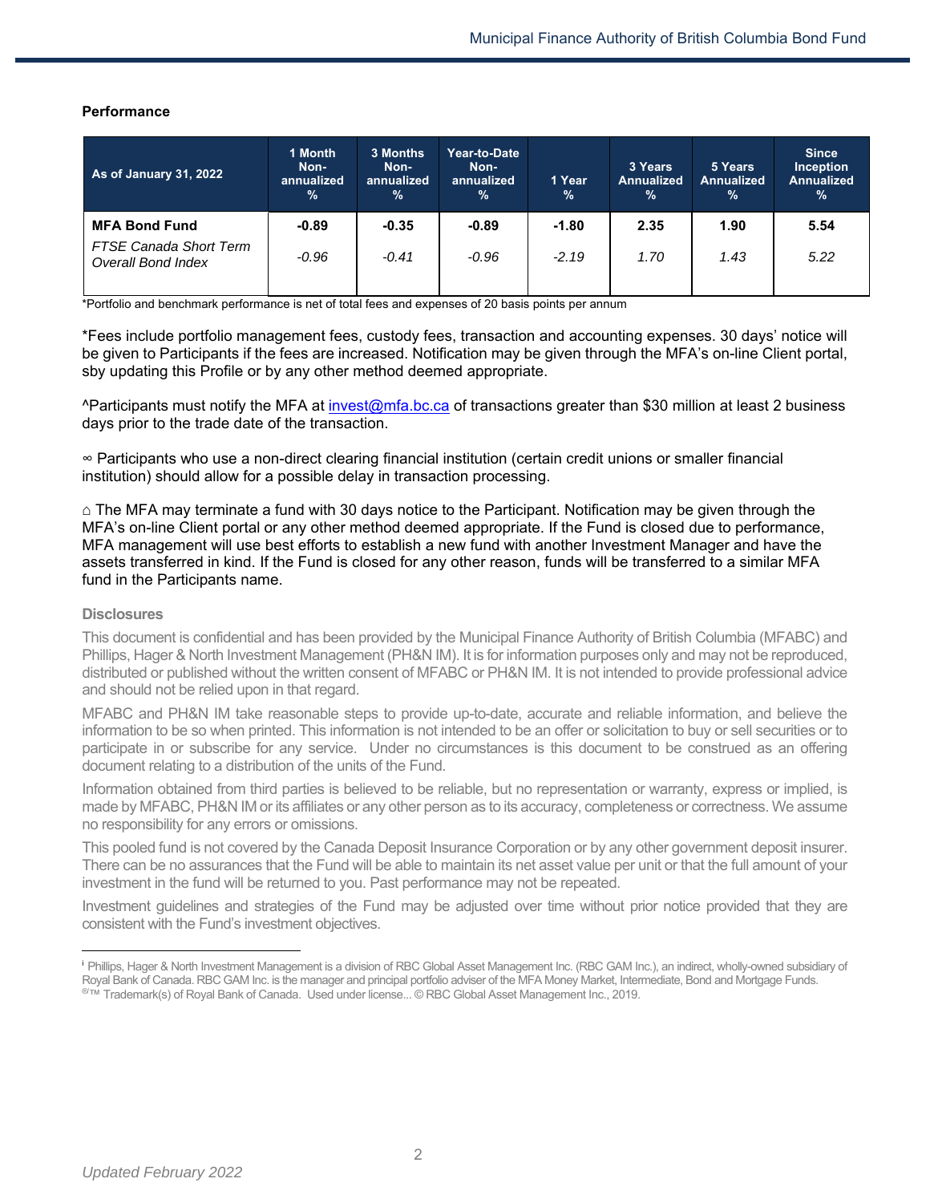**Performance**

| As of January 31, 2022 | 1 Month Non-annualized % | 3 Months Non-annualized % | Year-to-Date Non-annualized % | 1 Year % | 3 Years Annualized % | 5 Years Annualized % | Since Inception Annualized % |
|---|---|---|---|---|---|---|---|
| **MFA Bond Fund** | **-0.89** | **-0.35** | **-0.89** | **-1.80** | **2.35** | **1.90** | **5.54** |
| *FTSE Canada Short Term Overall Bond Index* | *-0.96* | *-0.41* | *-0.96* | *-2.19* | *1.70* | *1.43* | *5.22* |

*Portfolio and benchmark performance is net of total fees and expenses of 20 basis points per annum

*Fees include portfolio management fees, custody fees, transaction and accounting expenses. 30 days' notice will be given to Participants if the fees are increased. Notification may be given through the MFA's on-line Client portal, sby updating this Profile or by any other method deemed appropriate.

^Participants must notify the MFA at invest@mfa.bc.ca of transactions greater than $30 million at least 2 business days prior to the trade date of the transaction.

∞ Participants who use a non-direct clearing financial institution (certain credit unions or smaller financial institution) should allow for a possible delay in transaction processing.

⌂ The MFA may terminate a fund with 30 days notice to the Participant. Notification may be given through the MFA's on-line Client portal or any other method deemed appropriate. If the Fund is closed due to performance, MFA management will use best efforts to establish a new fund with another Investment Manager and have the assets transferred in kind. If the Fund is closed for any other reason, funds will be transferred to a similar MFA fund in the Participants name.

**Disclosures**

This document is confidential and has been provided by the Municipal Finance Authority of British Columbia (MFABC) and Phillips, Hager & North Investment Management (PH&N IM). It is for information purposes only and may not be reproduced, distributed or published without the written consent of MFABC or PH&N IM. It is not intended to provide professional advice and should not be relied upon in that regard.

MFABC and PH&N IM take reasonable steps to provide up-to-date, accurate and reliable information, and believe the information to be so when printed. This information is not intended to be an offer or solicitation to buy or sell securities or to participate in or subscribe for any service. Under no circumstances is this document to be construed as an offering document relating to a distribution of the units of the Fund.

Information obtained from third parties is believed to be reliable, but no representation or warranty, express or implied, is made by MFABC, PH&N IM or its affiliates or any other person as to its accuracy, completeness or correctness. We assume no responsibility for any errors or omissions.

This pooled fund is not covered by the Canada Deposit Insurance Corporation or by any other government deposit insurer. There can be no assurances that the Fund will be able to maintain its net asset value per unit or that the full amount of your investment in the fund will be returned to you. Past performance may not be repeated.

Investment guidelines and strategies of the Fund may be adjusted over time without prior notice provided that they are consistent with the Fund's investment objectives.

[i] Phillips, Hager & North Investment Management is a division of RBC Global Asset Management Inc. (RBC GAM Inc.), an indirect, wholly-owned subsidiary of Royal Bank of Canada. RBC GAM Inc. is the manager and principal portfolio adviser of the MFA Money Market, Intermediate, Bond and Mortgage Funds. ®/™ Trademark(s) of Royal Bank of Canada. Used under license... © RBC Global Asset Management Inc., 2019.

*Updated February 2022*